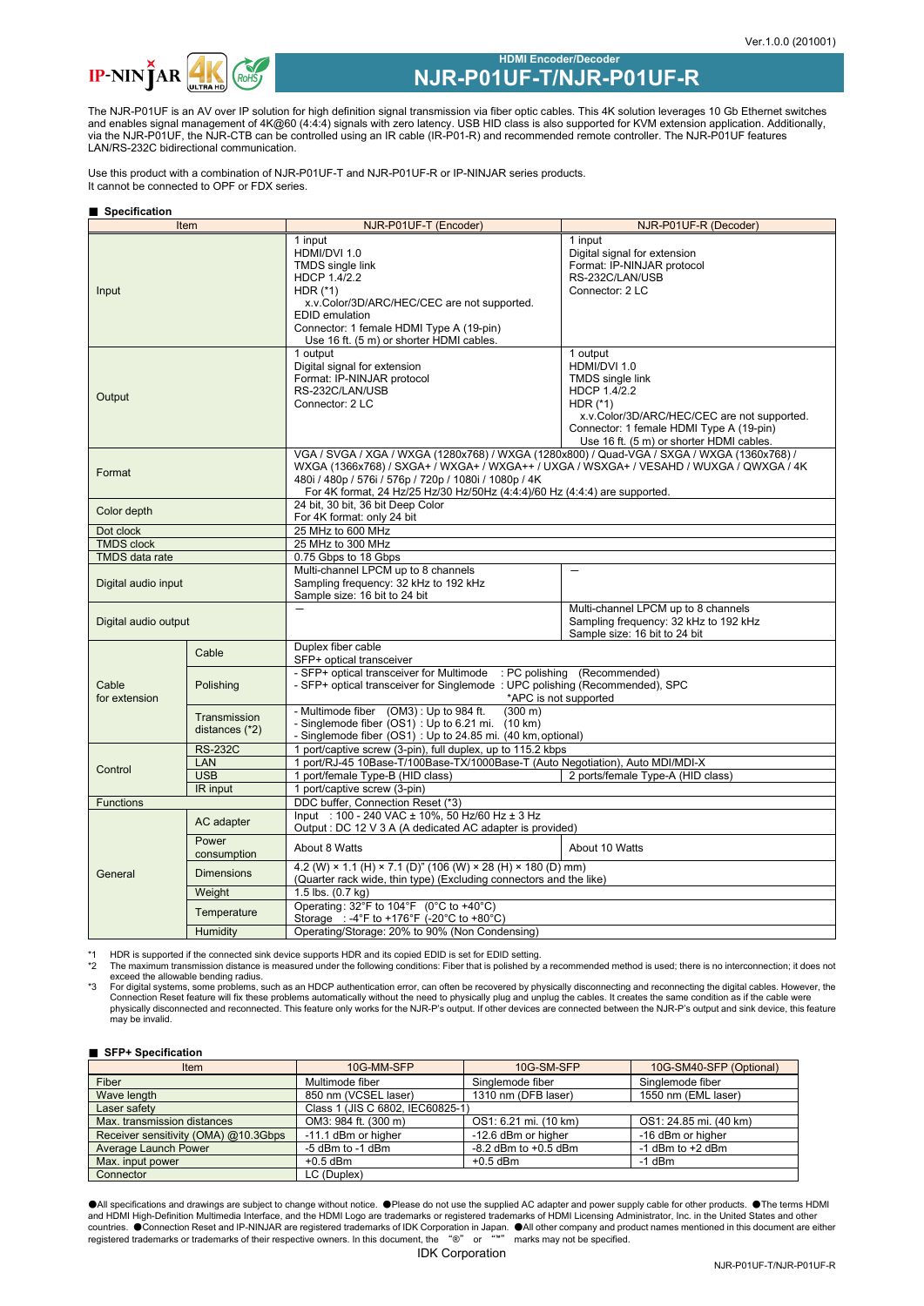Ver.1.0.0 (201001)

IP-NINJAR

## HDMI Encoder/Decoder
# NJR-P01UF-T/NJR-P01UF-R

The NJR-P01UF is an AV over IP solution for high definition signal transmission via fiber optic cables. This 4K solution leverages 10 Gb Ethernet switches and enables signal management of 4K@60 (4:4:4) signals with zero latency. USB HID class is also supported for KVM extension application. Additionally, via the NJR-P01UF, the NJR-CTB can be controlled using an IR cable (IR-P01-R) and recommended remote controller. The NJR-P01UF features LAN/RS-232C bidirectional communication.

Use this product with a combination of NJR-P01UF-T and NJR-P01UF-R or IP-NINJAR series products.
It cannot be connected to OPF or FDX series.

### ■ Specification

| Item | | NJR-P01UF-T (Encoder) | NJR-P01UF-R (Decoder) |
|---|---|---|---|
| Input | | 1 input<br>HDMI/DVI 1.0<br>TMDS single link<br>HDCP 1.4/2.2<br>HDR (*1)<br>x.v.Color/3D/ARC/HEC/CEC are not supported.<br>EDID emulation<br>Connector: 1 female HDMI Type A (19-pin)<br>Use 16 ft. (5 m) or shorter HDMI cables. | 1 input<br>Digital signal for extension<br>Format: IP-NINJAR protocol<br>RS-232C/LAN/USB<br>Connector: 2 LC |
| Output | | 1 output<br>Digital signal for extension<br>Format: IP-NINJAR protocol<br>RS-232C/LAN/USB<br>Connector: 2 LC | 1 output<br>HDMI/DVI 1.0<br>TMDS single link<br>HDCP 1.4/2.2<br>HDR (*1)<br>x.v.Color/3D/ARC/HEC/CEC are not supported.<br>Connector: 1 female HDMI Type A (19-pin)<br>Use 16 ft. (5 m) or shorter HDMI cables. |
| Format | | VGA / SVGA / XGA / WXGA (1280x768) / WXGA (1280x800) / Quad-VGA / SXGA / WXGA (1360x768) / WXGA (1366x768) / SXGA+ / WXGA+ / WXGA++ / UXGA / WSXGA+ / VESAHD / WUXGA / QWXGA / 4K<br>480i / 480p / 576i / 576p / 720p / 1080i / 1080p / 4K<br>For 4K format, 24 Hz/25 Hz/30 Hz/50Hz (4:4:4)/60 Hz (4:4:4) are supported. | |
| Color depth | | 24 bit, 30 bit, 36 bit Deep Color<br>For 4K format: only 24 bit | |
| Dot clock | | 25 MHz to 600 MHz | |
| TMDS clock | | 25 MHz to 300 MHz | |
| TMDS data rate | | 0.75 Gbps to 18 Gbps | |
| Digital audio input | | Multi-channel LPCM up to 8 channels<br>Sampling frequency: 32 kHz to 192 kHz<br>Sample size: 16 bit to 24 bit | — |
| Digital audio output | | — | Multi-channel LPCM up to 8 channels<br>Sampling frequency: 32 kHz to 192 kHz<br>Sample size: 16 bit to 24 bit |
| Cable for extension | Cable | Duplex fiber cable<br>SFP+ optical transceiver | |
| | Polishing | - SFP+ optical transceiver for Multimode : PC polishing (Recommended)<br>- SFP+ optical transceiver for Singlemode : UPC polishing (Recommended), SPC<br>*APC is not supported | |
| | Transmission distances (*2) | - Multimode fiber (OM3) : Up to 984 ft. (300 m)<br>- Singlemode fiber (OS1) : Up to 6.21 mi. (10 km)<br>- Singlemode fiber (OS1) : Up to 24.85 mi. (40 km, optional) | |
| Control | RS-232C | 1 port/captive screw (3-pin), full duplex, up to 115.2 kbps | |
| | LAN | 1 port/RJ-45 10Base-T/100Base-TX/1000Base-T (Auto Negotiation), Auto MDI/MDI-X | |
| | USB | 1 port/female Type-B (HID class) | 2 ports/female Type-A (HID class) |
| | IR input | 1 port/captive screw (3-pin) | |
| Functions | | DDC buffer, Connection Reset (*3) | |
| General | AC adapter | Input : 100 - 240 VAC ± 10%, 50 Hz/60 Hz ± 3 Hz<br>Output : DC 12 V 3 A (A dedicated AC adapter is provided) | |
| | Power consumption | About 8 Watts | About 10 Watts |
| | Dimensions | 4.2 (W) × 1.1 (H) × 7.1 (D)" (106 (W) × 28 (H) × 180 (D) mm)<br>(Quarter rack wide, thin type) (Excluding connectors and the like) | |
| | Weight | 1.5 lbs. (0.7 kg) | |
| | Temperature | Operating: 32°F to 104°F (0°C to +40°C)<br>Storage : -4°F to +176°F (-20°C to +80°C) | |
| | Humidity | Operating/Storage: 20% to 90% (Non Condensing) | |

*1 HDR is supported if the connected sink device supports HDR and its copied EDID is set for EDID setting.
*2 The maximum transmission distance is measured under the following conditions: Fiber that is polished by a recommended method is used; there is no interconnection; it does not exceed the allowable bending radius.
*3 For digital systems, some problems, such as an HDCP authentication error, can often be recovered by physically disconnecting and reconnecting the digital cables. However, the Connection Reset feature will fix these problems automatically without the need to physically plug and unplug the cables. It creates the same condition as if the cable were physically disconnected and reconnected. This feature only works for the NJR-P's output. If other devices are connected between the NJR-P's output and sink device, this feature may be invalid.

### ■ SFP+ Specification

| Item | 10G-MM-SFP | 10G-SM-SFP | 10G-SM40-SFP (Optional) |
|---|---|---|---|
| Fiber | Multimode fiber | Singlemode fiber | Singlemode fiber |
| Wave length | 850 nm (VCSEL laser) | 1310 nm (DFB laser) | 1550 nm (EML laser) |
| Laser safety | Class 1 (JIS C 6802, IEC60825-1) | | |
| Max. transmission distances | OM3: 984 ft. (300 m) | OS1: 6.21 mi. (10 km) | OS1: 24.85 mi. (40 km) |
| Receiver sensitivity (OMA) @10.3Gbps | -11.1 dBm or higher | -12.6 dBm or higher | -16 dBm or higher |
| Average Launch Power | -5 dBm to -1 dBm | -8.2 dBm to +0.5 dBm | -1 dBm to +2 dBm |
| Max. input power | +0.5 dBm | +0.5 dBm | -1 dBm |
| Connector | LC (Duplex) | | |

●All specifications and drawings are subject to change without notice. ●Please do not use the supplied AC adapter and power supply cable for other products. ●The terms HDMI and HDMI High-Definition Multimedia Interface, and the HDMI Logo are trademarks or registered trademarks of HDMI Licensing Administrator, Inc. in the United States and other countries. ●Connection Reset and IP-NINJAR are registered trademarks of IDK Corporation in Japan. ●All other company and product names mentioned in this document are either registered trademarks or trademarks of their respective owners. In this document, the "®" or "™" marks may not be specified.

IDK Corporation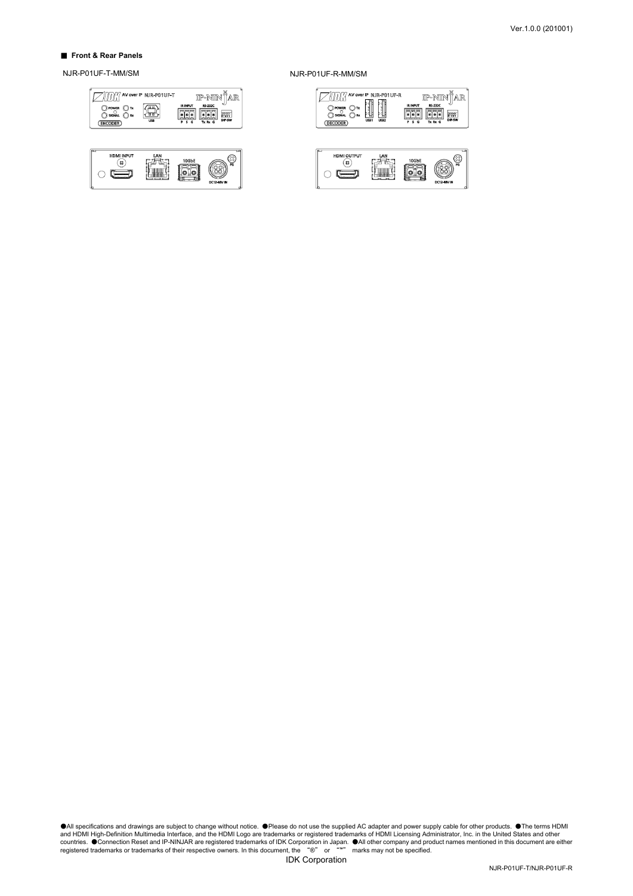Ver.1.0.0 (201001)

■ **Front & Rear Panels**

NJR-P01UF-T-MM/SM

NJR-P01UF-R-MM/SM

●All specifications and drawings are subject to change without notice. ●Please do not use the supplied AC adapter and power supply cable for other products. ●The terms HDMI and HDMI High-Definition Multimedia Interface, and the HDMI Logo are trademarks or registered trademarks of HDMI Licensing Administrator, Inc. in the United States and other countries. ●Connection Reset and IP-NINJAR are registered trademarks of IDK Corporation in Japan. ●All other company and product names mentioned in this document are either registered trademarks or trademarks of their respective owners. In this document, the "®" or "™" marks may not be specified.

IDK Corporation

NJR-P01UF-T/NJR-P01UF-R